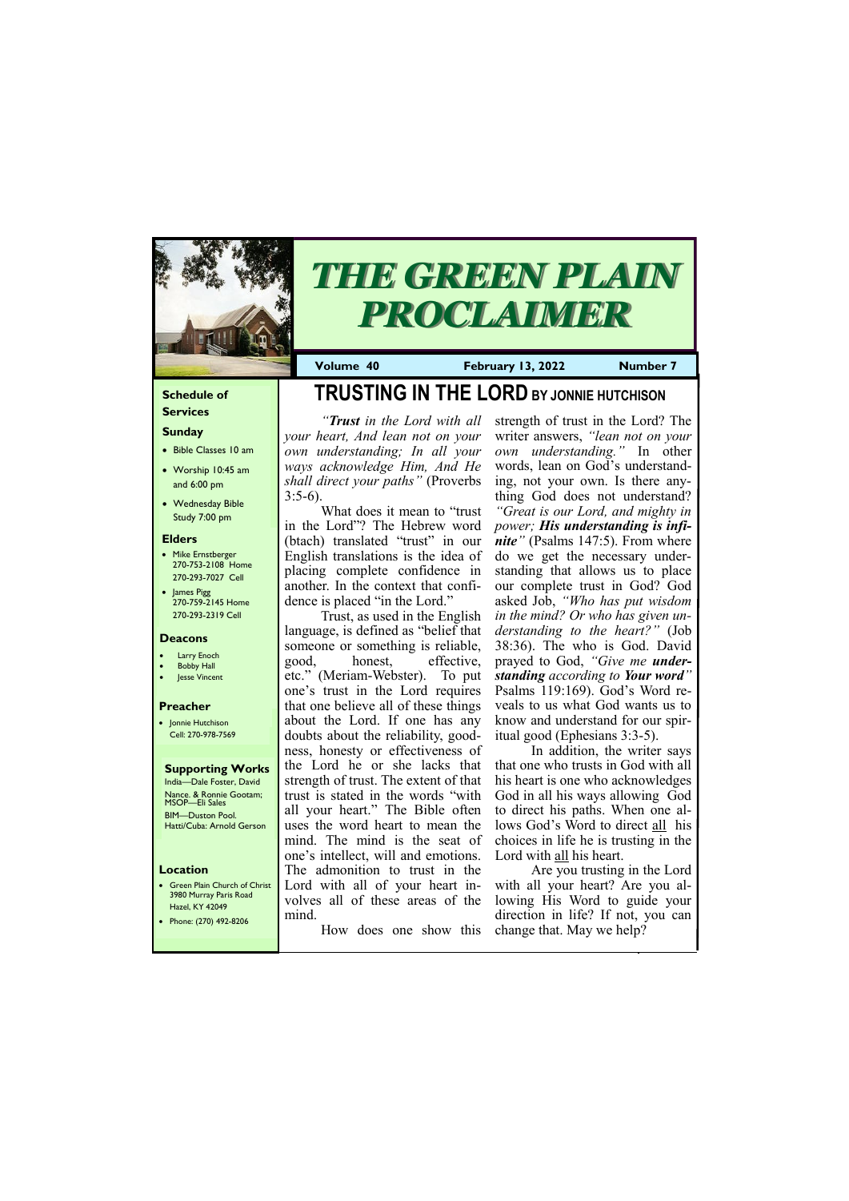# THE GREEN PLAIN PROCLAIMER

**Volume 40** **February 13, 2022** **Number 7**

### Schedule of Services

**Sunday**

- Bible Classes 10 am
- Worship 10:45 am and 6:00 pm
- Wednesday Bible Study 7:00 pm

**Elders**

- Mike Ernstberger 270-753-2108 Home 270-293-7027 Cell
- James Pigg 270-759-2145 Home 270-293-2319 Cell

**Deacons**

- Larry Enoch
- Bobby Hall
- Jesse Vincent

**Preacher**

- Jonnie Hutchison Cell: 270-978-7569

**Supporting Works**

India—Dale Foster, David Nance. & Ronnie Gootam; MSOP—Eli Sales
BIM—Duston Pool.
Hatti/Cuba: Arnold Gerson

**Location**

- Green Plain Church of Christ 3980 Murray Paris Road Hazel, KY 42049
- Phone: (270) 492-8206

## TRUSTING IN THE LORD BY JONNIE HUTCHISON

*"**Trust** in the Lord with all your heart, And lean not on your own understanding; In all your ways acknowledge Him, And He shall direct your paths"* (Proverbs 3:5-6).

What does it mean to "trust in the Lord"? The Hebrew word (btach) translated "trust" in our English translations is the idea of placing complete confidence in another. In the context that confidence is placed "in the Lord."

Trust, as used in the English language, is defined as "belief that someone or something is reliable, good, honest, effective, etc." (Meriam-Webster). To put one's trust in the Lord requires that one believe all of these things about the Lord. If one has any doubts about the reliability, goodness, honesty or effectiveness of the Lord he or she lacks that strength of trust. The extent of that trust is stated in the words "with all your heart." The Bible often uses the word heart to mean the mind. The mind is the seat of one's intellect, will and emotions. The admonition to trust in the Lord with all of your heart involves all of these areas of the mind.

How does one show this strength of trust in the Lord? The writer answers, *"lean not on your own understanding."* In other words, lean on God's understanding, not your own. Is there anything God does not understand? *"Great is our Lord, and mighty in power; **His understanding is infinite**"* (Psalms 147:5). From where do we get the necessary understanding that allows us to place our complete trust in God? God asked Job, *"Who has put wisdom in the mind? Or who has given understanding to the heart?"* (Job 38:36). The who is God. David prayed to God, *"Give me **understanding** according to **Your word**"* Psalms 119:169). God's Word reveals to us what God wants us to know and understand for our spiritual good (Ephesians 3:3-5).

In addition, the writer says that one who trusts in God with all his heart is one who acknowledges God in all his ways allowing God to direct his paths. When one allows God's Word to direct all his choices in life he is trusting in the Lord with all his heart.

Are you trusting in the Lord with all your heart? Are you allowing His Word to guide your direction in life? If not, you can change that. May we help?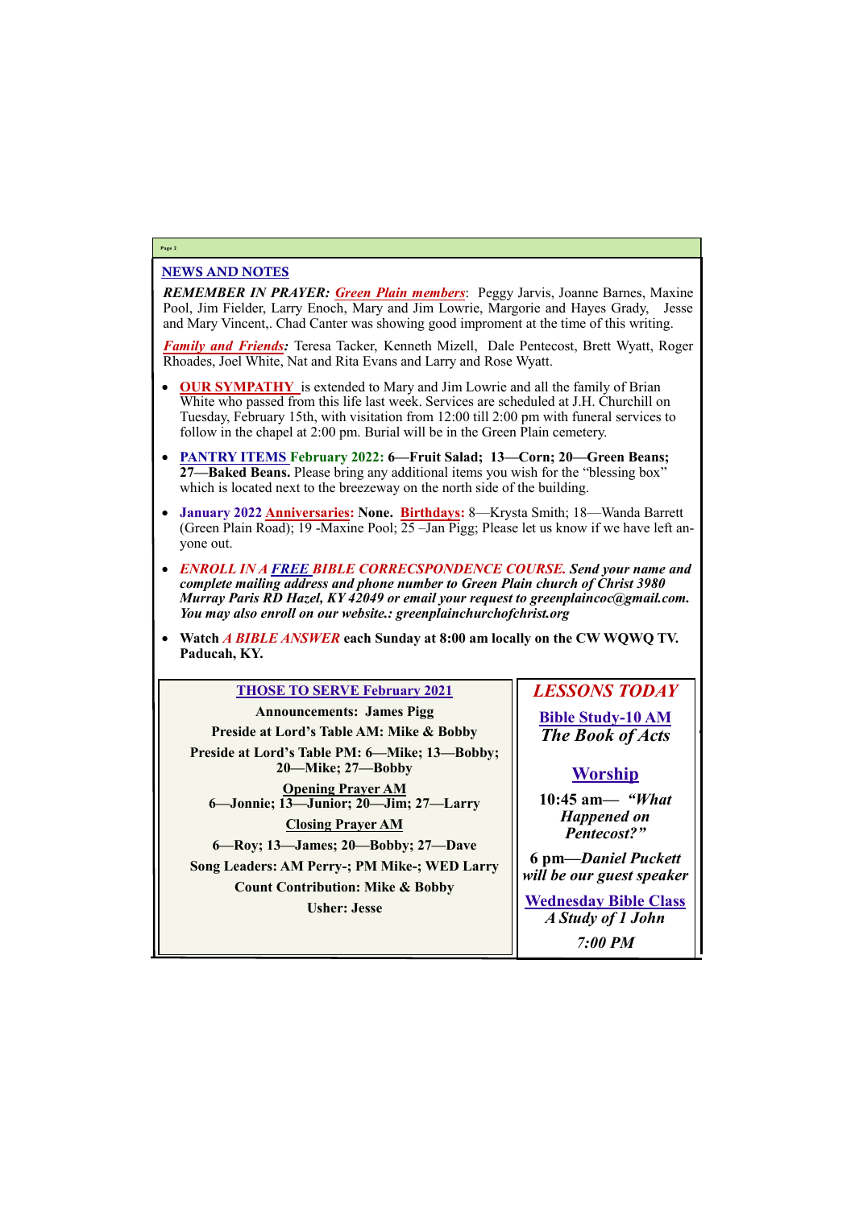## NEWS AND NOTES

***REMEMBER IN PRAYER:*** ***Green Plain members***: Peggy Jarvis, Joanne Barnes, Maxine Pool, Jim Fielder, Larry Enoch, Mary and Jim Lowrie, Margorie and Hayes Grady, Jesse and Mary Vincent,. Chad Canter was showing good improment at the time of this writing.

***Family and Friends:*** Teresa Tacker, Kenneth Mizell, Dale Pentecost, Brett Wyatt, Roger Rhoades, Joel White, Nat and Rita Evans and Larry and Rose Wyatt.

- **OUR SYMPATHY** is extended to Mary and Jim Lowrie and all the family of Brian White who passed from this life last week. Services are scheduled at J.H. Churchill on Tuesday, February 15th, with visitation from 12:00 till 2:00 pm with funeral services to follow in the chapel at 2:00 pm. Burial will be in the Green Plain cemetery.
- **PANTRY ITEMS February 2022: 6—Fruit Salad; 13—Corn; 20—Green Beans; 27—Baked Beans.** Please bring any additional items you wish for the "blessing box" which is located next to the breezeway on the north side of the building.
- **January 2022 Anniversaries: None. Birthdays:** 8—Krysta Smith; 18—Wanda Barrett (Green Plain Road); 19 -Maxine Pool; 25 –Jan Pigg; Please let us know if we have left anyone out.
- ***ENROLL IN A FREE BIBLE CORRECSPONDENCE COURSE. Send your name and complete mailing address and phone number to Green Plain church of Christ 3980 Murray Paris RD Hazel, KY 42049 or email your request to greenplaincoc@gmail.com. You may also enroll on our website.: greenplainchurchofchrist.org***
- **Watch *A BIBLE ANSWER* each Sunday at 8:00 am locally on the CW WQWQ TV. Paducah, KY.**

### THOSE TO SERVE February 2021

**Announcements: James Pigg**

**Preside at Lord's Table AM: Mike & Bobby**

**Preside at Lord's Table PM: 6—Mike; 13—Bobby; 20—Mike; 27—Bobby**

**Opening Prayer AM**
**6—Jonnie; 13—Junior; 20—Jim; 27—Larry**

**Closing Prayer AM**
**6—Roy; 13—James; 20—Bobby; 27—Dave**

**Song Leaders: AM Perry-; PM Mike-; WED Larry**

**Count Contribution: Mike & Bobby**

**Usher: Jesse**

### *LESSONS TODAY*

**Bible Study-10 AM**
***The Book of Acts***

**Worship**

**10:45 am— *"What Happened on Pentecost?"***

**6 pm—*Daniel Puckett will be our guest speaker***

**Wednesday Bible Class**
***A Study of 1 John***

***7:00 PM***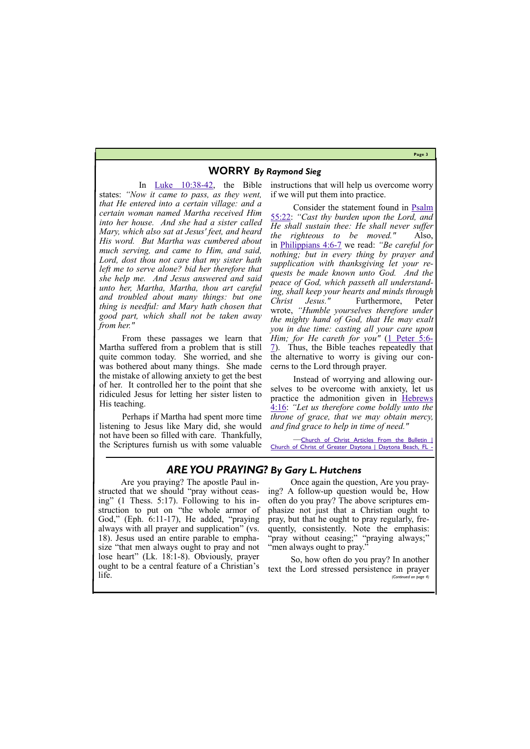## WORRY *By Raymond Sieg*

In Luke 10:38-42, the Bible states: *"Now it came to pass, as they went, that He entered into a certain village: and a certain woman named Martha received Him into her house. And she had a sister called Mary, which also sat at Jesus' feet, and heard His word. But Martha was cumbered about much serving, and came to Him, and said, Lord, dost thou not care that my sister hath left me to serve alone? bid her therefore that she help me. And Jesus answered and said unto her, Martha, Martha, thou art careful and troubled about many things: but one thing is needful: and Mary hath chosen that good part, which shall not be taken away from her."*

From these passages we learn that Martha suffered from a problem that is still quite common today. She worried, and she was bothered about many things. She made the mistake of allowing anxiety to get the best of her. It controlled her to the point that she ridiculed Jesus for letting her sister listen to His teaching.

Perhaps if Martha had spent more time listening to Jesus like Mary did, she would not have been so filled with care. Thankfully, the Scriptures furnish us with some valuable instructions that will help us overcome worry if we will put them into practice.

Consider the statement found in Psalm 55:22: *"Cast thy burden upon the Lord, and He shall sustain thee: He shall never suffer the righteous to be moved."* Also, in Philippians 4:6-7 we read: *"Be careful for nothing; but in every thing by prayer and supplication with thanksgiving let your requests be made known unto God. And the peace of God, which passeth all understanding, shall keep your hearts and minds through Christ Jesus."* Furthermore, Peter wrote, *"Humble yourselves therefore under the mighty hand of God, that He may exalt you in due time: casting all your care upon Him; for He careth for you"* (1 Peter 5:6-7). Thus, the Bible teaches repeatedly that the alternative to worry is giving our concerns to the Lord through prayer.

Instead of worrying and allowing ourselves to be overcome with anxiety, let us practice the admonition given in Hebrews 4:16: *"Let us therefore come boldly unto the throne of grace, that we may obtain mercy, and find grace to help in time of need."*

—Church of Christ Articles From the Bulletin | Church of Christ of Greater Daytona | Daytona Beach, FL -

## *ARE YOU PRAYING?* *By Gary L. Hutchens*

Are you praying? The apostle Paul instructed that we should "pray without ceasing" (1 Thess. 5:17). Following to his instruction to put on "the whole armor of God," (Eph. 6:11-17), He added, "praying always with all prayer and supplication" (vs. 18). Jesus used an entire parable to emphasize "that men always ought to pray and not lose heart" (Lk. 18:1-8). Obviously, prayer ought to be a central feature of a Christian's life.

Once again the question, Are you praying? A follow-up question would be, How often do you pray? The above scriptures emphasize not just that a Christian ought to pray, but that he ought to pray regularly, frequently, consistently. Note the emphasis: "pray without ceasing;" "praying always;" "men always ought to pray."

So, how often do you pray? In another text the Lord stressed persistence in prayer

*(Continued on page 4)*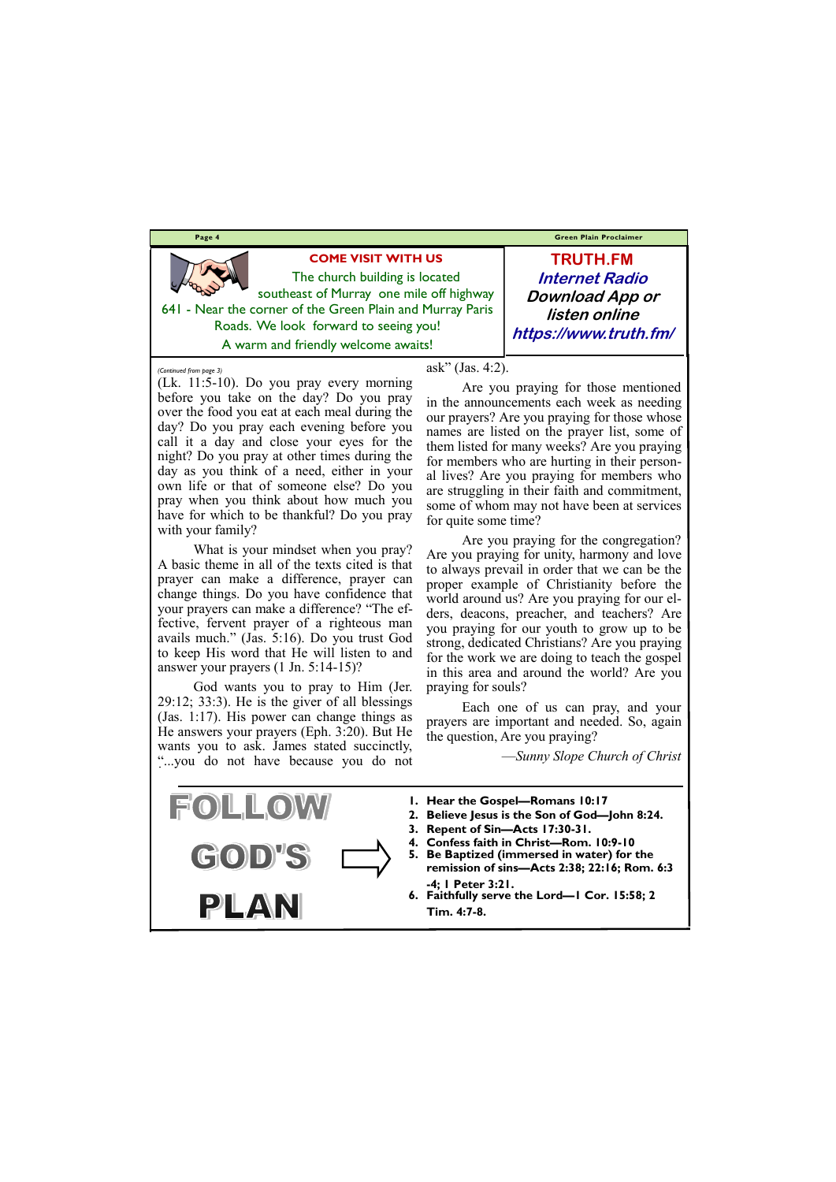## COME VISIT WITH US

The church building is located southeast of Murray one mile off highway 641 - Near the corner of the Green Plain and Murray Paris Roads. We look forward to seeing you!

A warm and friendly welcome awaits!

## TRUTH.FM

*Internet Radio*

*Download App or listen online*

*https://www.truth.fm/*

*(Continued from page 3)*

(Lk. 11:5-10). Do you pray every morning before you take on the day? Do you pray over the food you eat at each meal during the day? Do you pray each evening before you call it a day and close your eyes for the night? Do you pray at other times during the day as you think of a need, either in your own life or that of someone else? Do you pray when you think about how much you have for which to be thankful? Do you pray with your family?

What is your mindset when you pray? A basic theme in all of the texts cited is that prayer can make a difference, prayer can change things. Do you have confidence that your prayers can make a difference? "The effective, fervent prayer of a righteous man avails much." (Jas. 5:16). Do you trust God to keep His word that He will listen to and answer your prayers (1 Jn. 5:14-15)?

God wants you to pray to Him (Jer. 29:12; 33:3). He is the giver of all blessings (Jas. 1:17). His power can change things as He answers your prayers (Eph. 3:20). But He wants you to ask. James stated succinctly, "...you do not have because you do not ask" (Jas. 4:2).

Are you praying for those mentioned in the announcements each week as needing our prayers? Are you praying for those whose names are listed on the prayer list, some of them listed for many weeks? Are you praying for members who are hurting in their personal lives? Are you praying for members who are struggling in their faith and commitment, some of whom may not have been at services for quite some time?

Are you praying for the congregation? Are you praying for unity, harmony and love to always prevail in order that we can be the proper example of Christianity before the world around us? Are you praying for our elders, deacons, preacher, and teachers? Are you praying for our youth to grow up to be strong, dedicated Christians? Are you praying for the work we are doing to teach the gospel in this area and around the world? Are you praying for souls?

Each one of us can pray, and your prayers are important and needed. So, again the question, Are you praying?

*—Sunny Slope Church of Christ*

## FOLLOW GOD'S PLAN

1. **Hear the Gospel—Romans 10:17**
2. **Believe Jesus is the Son of God—John 8:24.**
3. **Repent of Sin—Acts 17:30-31.**
4. **Confess faith in Christ—Rom. 10:9-10**
5. **Be Baptized (immersed in water) for the remission of sins—Acts 2:38; 22:16; Rom. 6:3-4; I Peter 3:21.**
6. **Faithfully serve the Lord—I Cor. 15:58; 2 Tim. 4:7-8.**